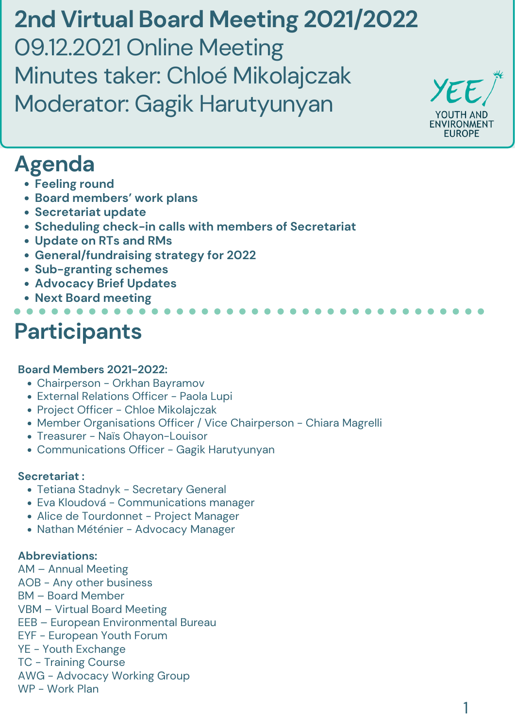# 2nd Virtual Board Meeting 2021/2022

09.12.2021 Online Meeting

Minutes taker: Chloé Mikolajczak

Moderator: Gagik Harutyunyan

## Agenda

- **Feeling round**
- **Board members' work plans**
- **Secretariat update**
- **Scheduling check-in calls with members of Secretariat**
- **Update on RTs and RMs**
- **General/fundraising strategy for 2022**
- **Sub-granting schemes**
- **Advocacy Brief Updates**
- **Next Board meeting**

## Participants

**Board Members 2021-2022:**

- Chairperson - Orkhan Bayramov
- External Relations Officer - Paola Lupi
- Project Officer - Chloe Mikolajczak
- Member Organisations Officer / Vice Chairperson - Chiara Magrelli
- Treasurer - Naïs Ohayon-Louisor
- Communications Officer - Gagik Harutyunyan

**Secretariat :**

- Tetiana Stadnyk - Secretary General
- Eva Kloudová - Communications manager
- Alice de Tourdonnet - Project Manager
- Nathan Méténier - Advocacy Manager

**Abbreviations:**

AM – Annual Meeting
AOB - Any other business
BM – Board Member
VBM – Virtual Board Meeting
EEB – European Environmental Bureau
EYF - European Youth Forum
YE - Youth Exchange
TC - Training Course
AWG - Advocacy Working Group
WP - Work Plan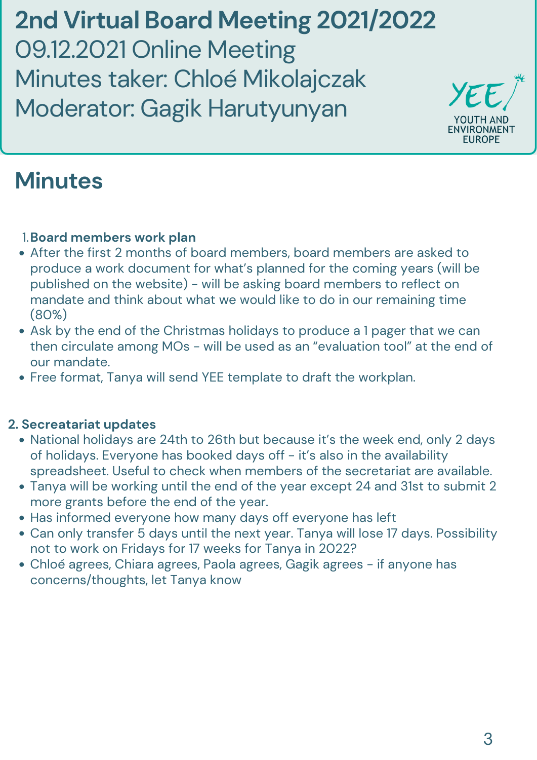# 2nd Virtual Board Meeting 2021/2022

09.12.2021 Online Meeting

Minutes taker: Chloé Mikolajczak

Moderator: Gagik Harutyunyan

YEE YOUTH AND ENVIRONMENT EUROPE

## Minutes

1. **Board members work plan**

- After the first 2 months of board members, board members are asked to produce a work document for what's planned for the coming years (will be published on the website) - will be asking board members to reflect on mandate and think about what we would like to do in our remaining time (80%)
- Ask by the end of the Christmas holidays to produce a 1 pager that we can then circulate among MOs - will be used as an "evaluation tool" at the end of our mandate.
- Free format, Tanya will send YEE template to draft the workplan.

**2. Secreatariat updates**

- National holidays are 24th to 26th but because it's the week end, only 2 days of holidays. Everyone has booked days off - it's also in the availability spreadsheet. Useful to check when members of the secretariat are available.
- Tanya will be working until the end of the year except 24 and 31st to submit 2 more grants before the end of the year.
- Has informed everyone how many days off everyone has left
- Can only transfer 5 days until the next year. Tanya will lose 17 days. Possibility not to work on Fridays for 17 weeks for Tanya in 2022?
- Chloé agrees, Chiara agrees, Paola agrees, Gagik agrees - if anyone has concerns/thoughts, let Tanya know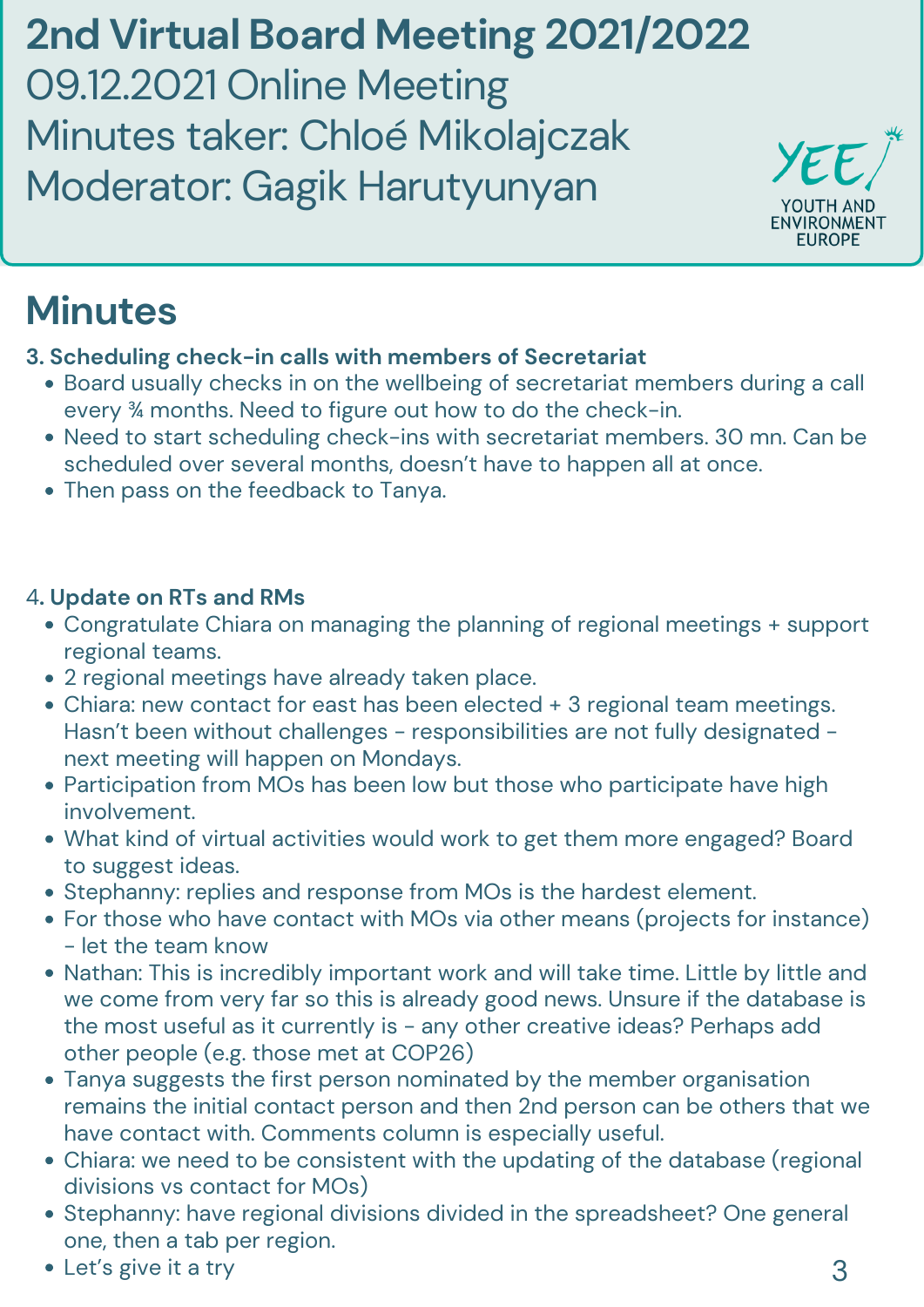# 2nd Virtual Board Meeting 2021/2022

09.12.2021 Online Meeting
Minutes taker: Chloé Mikolajczak
Moderator: Gagik Harutyunyan

## Minutes

**3. Scheduling check-in calls with members of Secretariat**

- Board usually checks in on the wellbeing of secretariat members during a call every ¾ months. Need to figure out how to do the check-in.
- Need to start scheduling check-ins with secretariat members. 30 mn. Can be scheduled over several months, doesn't have to happen all at once.
- Then pass on the feedback to Tanya.

4**. Update on RTs and RMs**

- Congratulate Chiara on managing the planning of regional meetings + support regional teams.
- 2 regional meetings have already taken place.
- Chiara: new contact for east has been elected + 3 regional team meetings. Hasn't been without challenges - responsibilities are not fully designated - next meeting will happen on Mondays.
- Participation from MOs has been low but those who participate have high involvement.
- What kind of virtual activities would work to get them more engaged? Board to suggest ideas.
- Stephanny: replies and response from MOs is the hardest element.
- For those who have contact with MOs via other means (projects for instance) - let the team know
- Nathan: This is incredibly important work and will take time. Little by little and we come from very far so this is already good news. Unsure if the database is the most useful as it currently is - any other creative ideas? Perhaps add other people (e.g. those met at COP26)
- Tanya suggests the first person nominated by the member organisation remains the initial contact person and then 2nd person can be others that we have contact with. Comments column is especially useful.
- Chiara: we need to be consistent with the updating of the database (regional divisions vs contact for MOs)
- Stephanny: have regional divisions divided in the spreadsheet? One general one, then a tab per region.
- Let's give it a try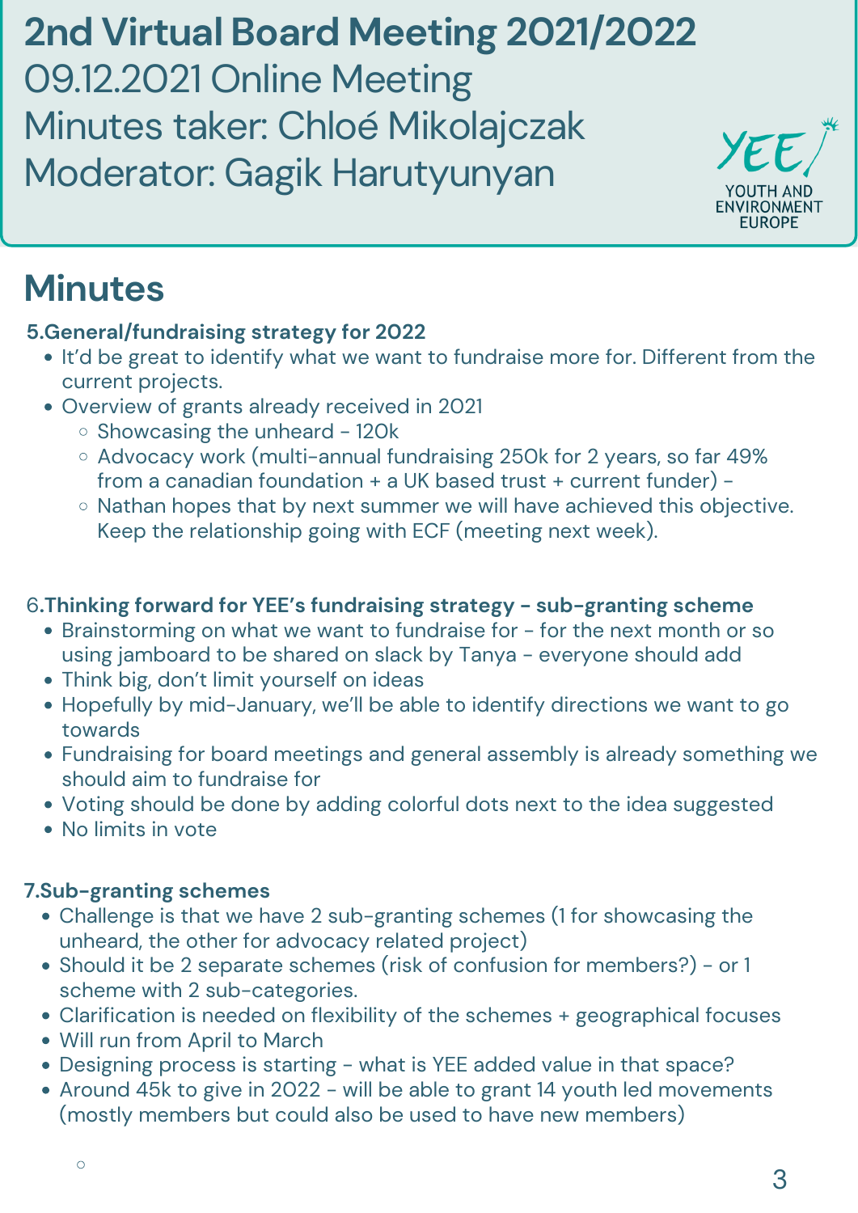# 2nd Virtual Board Meeting 2021/2022

09.12.2021 Online Meeting
Minutes taker: Chloé Mikolajczak
Moderator: Gagik Harutyunyan

YEE YOUTH AND ENVIRONMENT EUROPE

## Minutes

**5.General/fundraising strategy for 2022**

- It'd be great to identify what we want to fundraise more for. Different from the current projects.
- Overview of grants already received in 2021
  - Showcasing the unheard - 120k
  - Advocacy work (multi-annual fundraising 250k for 2 years, so far 49% from a canadian foundation + a UK based trust + current funder) -
  - Nathan hopes that by next summer we will have achieved this objective. Keep the relationship going with ECF (meeting next week).

6.**Thinking forward for YEE's fundraising strategy - sub-granting scheme**

- Brainstorming on what we want to fundraise for - for the next month or so using jamboard to be shared on slack by Tanya - everyone should add
- Think big, don't limit yourself on ideas
- Hopefully by mid-January, we'll be able to identify directions we want to go towards
- Fundraising for board meetings and general assembly is already something we should aim to fundraise for
- Voting should be done by adding colorful dots next to the idea suggested
- No limits in vote

**7.Sub-granting schemes**

- Challenge is that we have 2 sub-granting schemes (1 for showcasing the unheard, the other for advocacy related project)
- Should it be 2 separate schemes (risk of confusion for members?) - or 1 scheme with 2 sub-categories.
- Clarification is needed on flexibility of the schemes + geographical focuses
- Will run from April to March
- Designing process is starting - what is YEE added value in that space?
- Around 45k to give in 2022 - will be able to grant 14 youth led movements (mostly members but could also be used to have new members)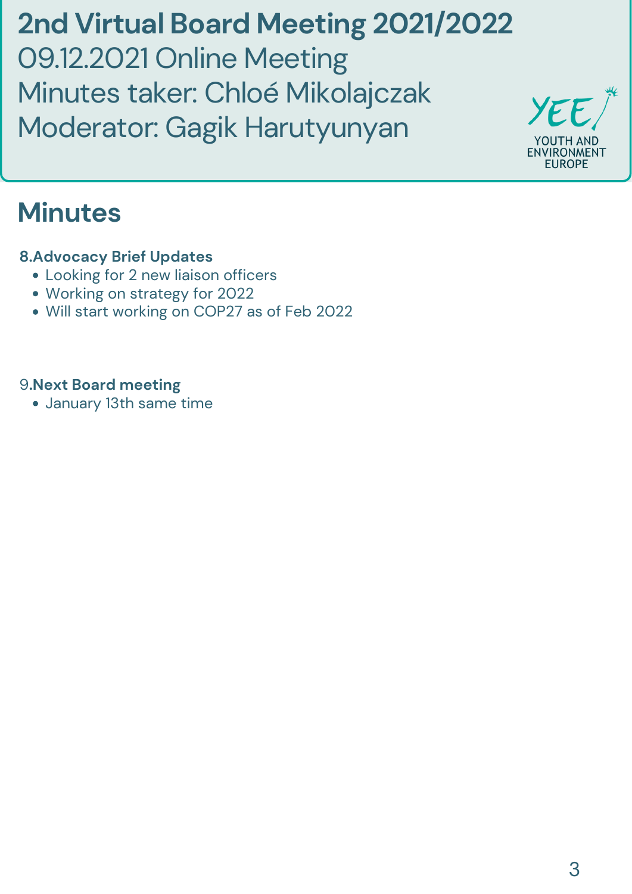# 2nd Virtual Board Meeting 2021/2022

09.12.2021 Online Meeting

Minutes taker: Chloé Mikolajczak

Moderator: Gagik Harutyunyan

YEE YOUTH AND ENVIRONMENT EUROPE

## Minutes

**8.Advocacy Brief Updates**

- Looking for 2 new liaison officers
- Working on strategy for 2022
- Will start working on COP27 as of Feb 2022

9.**Next Board meeting**

- January 13th same time